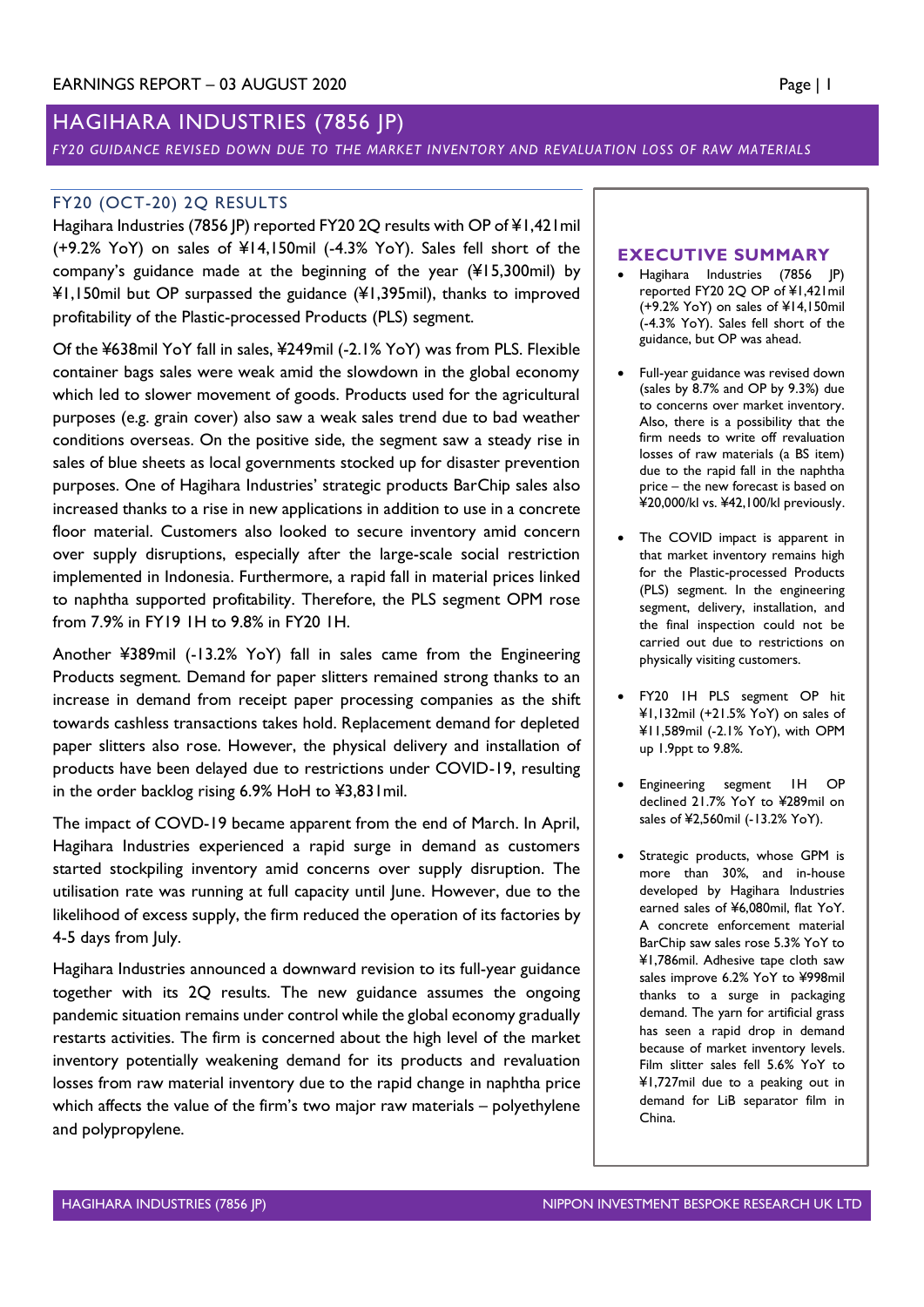EARNINGS REPORT – 03 AUGUST 2020

# HAGIHARA INDUSTRIES (7856 JP)

*FY20 GUIDANCE REVISED DOWN DUE TO THE MARKET INVENTORY AND REVALUATION LOSS OF RAW MATERIALS*

## FY20 (OCT-20) 2Q RESULTS

Hagihara Industries (7856 JP) reported FY20 2Q results with OP of ¥1,421mil (+9.2% YoY) on sales of ¥14,150mil (-4.3% YoY). Sales fell short of the company's guidance made at the beginning of the year (¥15,300mil) by ¥1,150mil but OP surpassed the guidance (¥1,395mil), thanks to improved profitability of the Plastic-processed Products (PLS) segment.

Of the ¥638mil YoY fall in sales, ¥249mil (-2.1% YoY) was from PLS. Flexible container bags sales were weak amid the slowdown in the global economy which led to slower movement of goods. Products used for the agricultural purposes (e.g. grain cover) also saw a weak sales trend due to bad weather conditions overseas. On the positive side, the segment saw a steady rise in sales of blue sheets as local governments stocked up for disaster prevention purposes. One of Hagihara Industries' strategic products BarChip sales also increased thanks to a rise in new applications in addition to use in a concrete floor material. Customers also looked to secure inventory amid concern over supply disruptions, especially after the large-scale social restriction implemented in Indonesia. Furthermore, a rapid fall in material prices linked to naphtha supported profitability. Therefore, the PLS segment OPM rose from 7.9% in FY19 1H to 9.8% in FY20 1H.

Another ¥389mil (-13.2% YoY) fall in sales came from the Engineering Products segment. Demand for paper slitters remained strong thanks to an increase in demand from receipt paper processing companies as the shift towards cashless transactions takes hold. Replacement demand for depleted paper slitters also rose. However, the physical delivery and installation of products have been delayed due to restrictions under COVID-19, resulting in the order backlog rising 6.9% HoH to ¥3,831mil.

The impact of COVD-19 became apparent from the end of March. In April, Hagihara Industries experienced a rapid surge in demand as customers started stockpiling inventory amid concerns over supply disruption. The utilisation rate was running at full capacity until June. However, due to the likelihood of excess supply, the firm reduced the operation of its factories by 4-5 days from July.

Hagihara Industries announced a downward revision to its full-year guidance together with its 2Q results. The new guidance assumes the ongoing pandemic situation remains under control while the global economy gradually restarts activities. The firm is concerned about the high level of the market inventory potentially weakening demand for its products and revaluation losses from raw material inventory due to the rapid change in naphtha price which affects the value of the firm's two major raw materials – polyethylene and polypropylene.

## EXECUTIVE SUMMARY

- Hagihara Industries (7856 JP) reported FY20 2Q OP of ¥1,421mil (+9.2% YoY) on sales of ¥14,150mil (-4.3% YoY). Sales fell short of the guidance, but OP was ahead.
- Full-year guidance was revised down (sales by 8.7% and OP by 9.3%) due to concerns over market inventory. Also, there is a possibility that the firm needs to write off revaluation losses of raw materials (a BS item) due to the rapid fall in the naphtha price – the new forecast is based on ¥20,000/kl vs. ¥42,100/kl previously.
- The COVID impact is apparent in that market inventory remains high for the Plastic-processed Products (PLS) segment. In the engineering segment, delivery, installation, and the final inspection could not be carried out due to restrictions on physically visiting customers.
- FY20 1H PLS segment OP hit ¥1,132mil (+21.5% YoY) on sales of ¥11,589mil (-2.1% YoY), with OPM up 1.9ppt to 9.8%.
- Engineering segment 1H OP declined 21.7% YoY to ¥289mil on sales of ¥2,560mil (-13.2% YoY).
- Strategic products, whose GPM is more than 30%, and in-house developed by Hagihara Industries earned sales of ¥6,080mil, flat YoY. A concrete enforcement material BarChip saw sales rose 5.3% YoY to ¥1,786mil. Adhesive tape cloth saw sales improve 6.2% YoY to ¥998mil thanks to a surge in packaging demand. The yarn for artificial grass has seen a rapid drop in demand because of market inventory levels. Film slitter sales fell 5.6% YoY to ¥1,727mil due to a peaking out in demand for LiB separator film in China.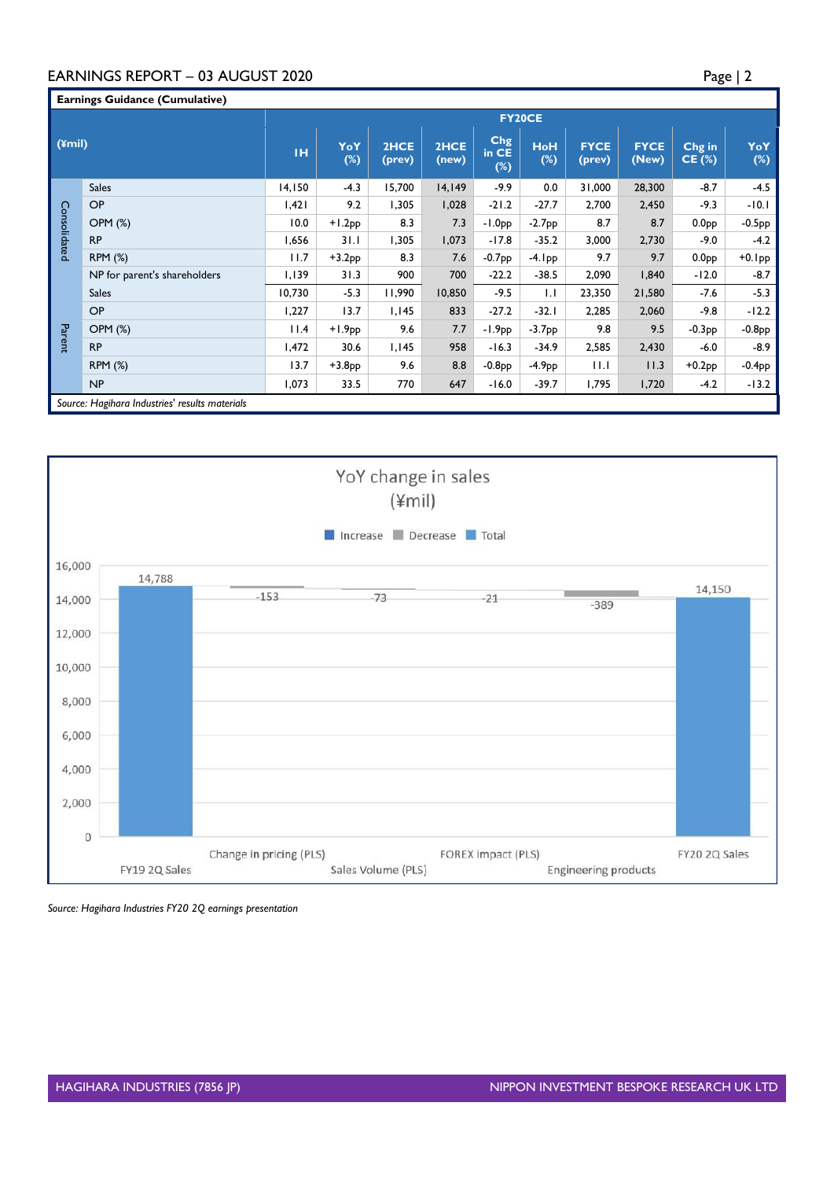**Earnings Guidance (Cumulative)**

| (¥mil) | | FY20CE | | | | | | | | | |
|---|---|---|---|---|---|---|---|---|---|---|---|
| | | 1H | YoY (%) | 2HCE (prev) | 2HCE (new) | Chg in CE (%) | HoH (%) | FYCE (prev) | FYCE (New) | Chg in CE (%) | YoY (%) |
| Consolidated | Sales | 14,150 | -4.3 | 15,700 | 14,149 | -9.9 | 0.0 | 31,000 | 28,300 | -8.7 | -4.5 |
| | OP | 1,421 | 9.2 | 1,305 | 1,028 | -21.2 | -27.7 | 2,700 | 2,450 | -9.3 | -10.1 |
| | OPM (%) | 10.0 | +1.2pp | 8.3 | 7.3 | -1.0pp | -2.7pp | 8.7 | 8.7 | 0.0pp | -0.5pp |
| | RP | 1,656 | 31.1 | 1,305 | 1,073 | -17.8 | -35.2 | 3,000 | 2,730 | -9.0 | -4.2 |
| | RPM (%) | 11.7 | +3.2pp | 8.3 | 7.6 | -0.7pp | -4.1pp | 9.7 | 9.7 | 0.0pp | +0.1pp |
| | NP for parent's shareholders | 1,139 | 31.3 | 900 | 700 | -22.2 | -38.5 | 2,090 | 1,840 | -12.0 | -8.7 |
| Parent | Sales | 10,730 | -5.3 | 11,990 | 10,850 | -9.5 | 1.1 | 23,350 | 21,580 | -7.6 | -5.3 |
| | OP | 1,227 | 13.7 | 1,145 | 833 | -27.2 | -32.1 | 2,285 | 2,060 | -9.8 | -12.2 |
| | OPM (%) | 11.4 | +1.9pp | 9.6 | 7.7 | -1.9pp | -3.7pp | 9.8 | 9.5 | -0.3pp | -0.8pp |
| | RP | 1,472 | 30.6 | 1,145 | 958 | -16.3 | -34.9 | 2,585 | 2,430 | -6.0 | -8.9 |
| | RPM (%) | 13.7 | +3.8pp | 9.6 | 8.8 | -0.8pp | -4.9pp | 11.1 | 11.3 | +0.2pp | -0.4pp |
| | NP | 1,073 | 33.5 | 770 | 647 | -16.0 | -39.7 | 1,795 | 1,720 | -4.2 | -13.2 |

*Source: Hagihara Industries' results materials*

**YoY change in sales (¥mil)**

| Item | Value |
|---|---|
| FY19 2Q Sales | 14,788 |
| Change in pricing (PLS) | -153 |
| Sales Volume (PLS) | -73 |
| FOREX impact (PLS) | -21 |
| Engineering products | -389 |
| FY20 2Q Sales | 14,150 |

*Source: Hagihara Industries FY20 2Q earnings presentation*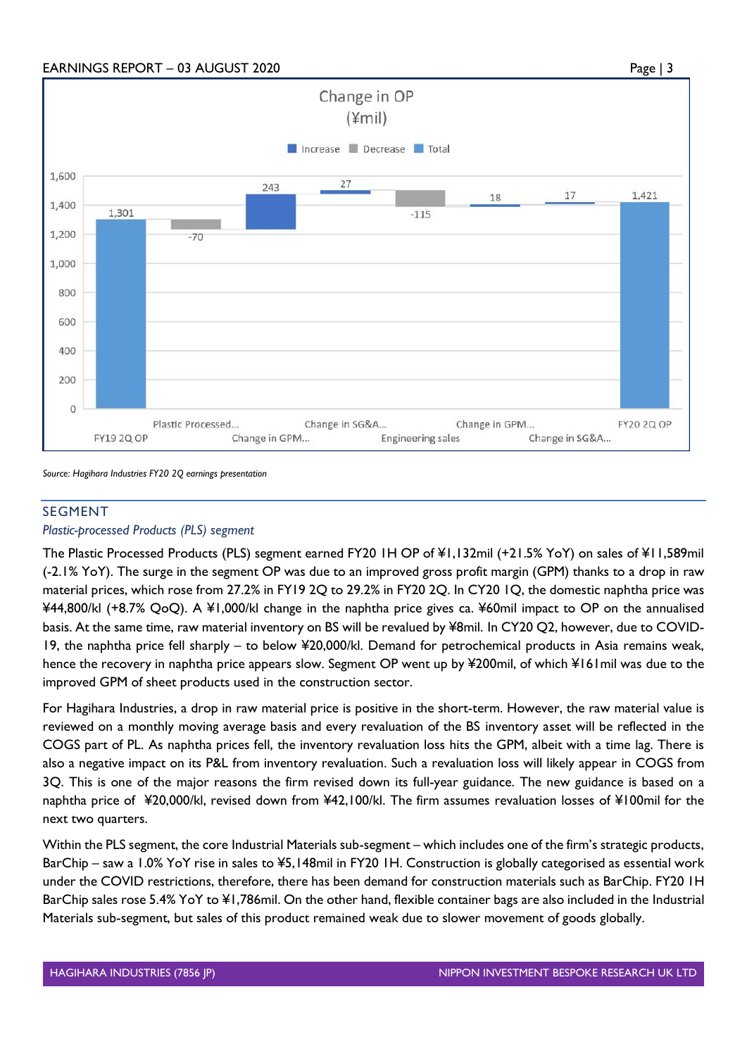**Change in OP (¥mil)**

| Item | Value |
|---|---|
| FY19 2Q OP | 1,301 |
| Plastic Processed... | -70 |
| Change in GPM... | 243 |
| Change in SG&A... | 27 |
| Engineering sales | -115 |
| Change in GPM... | 18 |
| Change in SG&A... | 17 |
| FY20 2Q OP | 1,421 |

*Source: Hagihara Industries FY20 2Q earnings presentation*

## SEGMENT

### *Plastic-processed Products (PLS) segment*

The Plastic Processed Products (PLS) segment earned FY20 1H OP of ¥1,132mil (+21.5% YoY) on sales of ¥11,589mil (-2.1% YoY). The surge in the segment OP was due to an improved gross profit margin (GPM) thanks to a drop in raw material prices, which rose from 27.2% in FY19 2Q to 29.2% in FY20 2Q. In CY20 1Q, the domestic naphtha price was ¥44,800/kl (+8.7% QoQ). A ¥1,000/kl change in the naphtha price gives ca. ¥60mil impact to OP on the annualised basis. At the same time, raw material inventory on BS will be revalued by ¥8mil. In CY20 Q2, however, due to COVID-19, the naphtha price fell sharply – to below ¥20,000/kl. Demand for petrochemical products in Asia remains weak, hence the recovery in naphtha price appears slow. Segment OP went up by ¥200mil, of which ¥161mil was due to the improved GPM of sheet products used in the construction sector.

For Hagihara Industries, a drop in raw material price is positive in the short-term. However, the raw material value is reviewed on a monthly moving average basis and every revaluation of the BS inventory asset will be reflected in the COGS part of PL. As naphtha prices fell, the inventory revaluation loss hits the GPM, albeit with a time lag. There is also a negative impact on its P&L from inventory revaluation. Such a revaluation loss will likely appear in COGS from 3Q. This is one of the major reasons the firm revised down its full-year guidance. The new guidance is based on a naphtha price of ¥20,000/kl, revised down from ¥42,100/kl. The firm assumes revaluation losses of ¥100mil for the next two quarters.

Within the PLS segment, the core Industrial Materials sub-segment – which includes one of the firm's strategic products, BarChip – saw a 1.0% YoY rise in sales to ¥5,148mil in FY20 1H. Construction is globally categorised as essential work under the COVID restrictions, therefore, there has been demand for construction materials such as BarChip. FY20 1H BarChip sales rose 5.4% YoY to ¥1,786mil. On the other hand, flexible container bags are also included in the Industrial Materials sub-segment, but sales of this product remained weak due to slower movement of goods globally.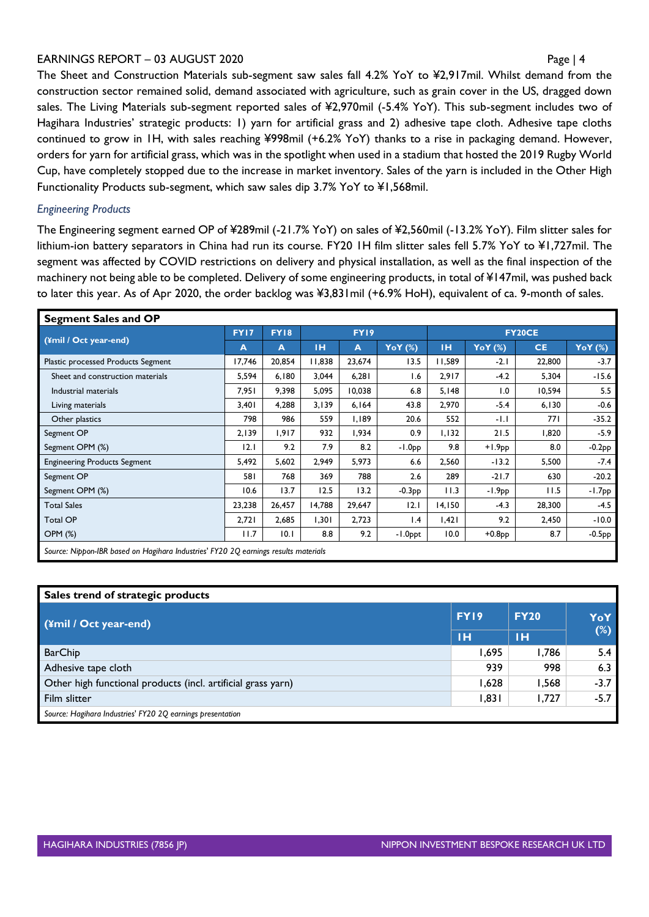The Sheet and Construction Materials sub-segment saw sales fall 4.2% YoY to ¥2,917mil. Whilst demand from the construction sector remained solid, demand associated with agriculture, such as grain cover in the US, dragged down sales. The Living Materials sub-segment reported sales of ¥2,970mil (-5.4% YoY). This sub-segment includes two of Hagihara Industries' strategic products: 1) yarn for artificial grass and 2) adhesive tape cloth. Adhesive tape cloths continued to grow in 1H, with sales reaching ¥998mil (+6.2% YoY) thanks to a rise in packaging demand. However, orders for yarn for artificial grass, which was in the spotlight when used in a stadium that hosted the 2019 Rugby World Cup, have completely stopped due to the increase in market inventory. Sales of the yarn is included in the Other High Functionality Products sub-segment, which saw sales dip 3.7% YoY to ¥1,568mil.

*Engineering Products*

The Engineering segment earned OP of ¥289mil (-21.7% YoY) on sales of ¥2,560mil (-13.2% YoY). Film slitter sales for lithium-ion battery separators in China had run its course. FY20 1H film slitter sales fell 5.7% YoY to ¥1,727mil. The segment was affected by COVID restrictions on delivery and physical installation, as well as the final inspection of the machinery not being able to be completed. Delivery of some engineering products, in total of ¥147mil, was pushed back to later this year. As of Apr 2020, the order backlog was ¥3,831mil (+6.9% HoH), equivalent of ca. 9-month of sales.

**Segment Sales and OP**

| (¥mil / Oct year-end) | FY17 | FY18 | FY19 | | | FY20CE | | | |
|---|---|---|---|---|---|---|---|---|---|
| | A | A | 1H | A | YoY (%) | 1H | YoY (%) | CE | YoY (%) |
| Plastic processed Products Segment | 17,746 | 20,854 | 11,838 | 23,674 | 13.5 | 11,589 | -2.1 | 22,800 | -3.7 |
| Sheet and construction materials | 5,594 | 6,180 | 3,044 | 6,281 | 1.6 | 2,917 | -4.2 | 5,304 | -15.6 |
| Industrial materials | 7,951 | 9,398 | 5,095 | 10,038 | 6.8 | 5,148 | 1.0 | 10,594 | 5.5 |
| Living materials | 3,401 | 4,288 | 3,139 | 6,164 | 43.8 | 2,970 | -5.4 | 6,130 | -0.6 |
| Other plastics | 798 | 986 | 559 | 1,189 | 20.6 | 552 | -1.1 | 771 | -35.2 |
| Segment OP | 2,139 | 1,917 | 932 | 1,934 | 0.9 | 1,132 | 21.5 | 1,820 | -5.9 |
| Segment OPM (%) | 12.1 | 9.2 | 7.9 | 8.2 | -1.0pp | 9.8 | +1.9pp | 8.0 | -0.2pp |
| Engineering Products Segment | 5,492 | 5,602 | 2,949 | 5,973 | 6.6 | 2,560 | -13.2 | 5,500 | -7.4 |
| Segment OP | 581 | 768 | 369 | 788 | 2.6 | 289 | -21.7 | 630 | -20.2 |
| Segment OPM (%) | 10.6 | 13.7 | 12.5 | 13.2 | -0.3pp | 11.3 | -1.9pp | 11.5 | -1.7pp |
| Total Sales | 23,238 | 26,457 | 14,788 | 29,647 | 12.1 | 14,150 | -4.3 | 28,300 | -4.5 |
| Total OP | 2,721 | 2,685 | 1,301 | 2,723 | 1.4 | 1,421 | 9.2 | 2,450 | -10.0 |
| OPM (%) | 11.7 | 10.1 | 8.8 | 9.2 | -1.0ppt | 10.0 | +0.8pp | 8.7 | -0.5pp |

*Source: Nippon-IBR based on Hagihara Industries' FY20 2Q earnings results materials*

**Sales trend of strategic products**

| (¥mil / Oct year-end) | FY19 | FY20 | YoY (%) |
|---|---|---|---|
| | 1H | 1H | |
| BarChip | 1,695 | 1,786 | 5.4 |
| Adhesive tape cloth | 939 | 998 | 6.3 |
| Other high functional products (incl. artificial grass yarn) | 1,628 | 1,568 | -3.7 |
| Film slitter | 1,831 | 1,727 | -5.7 |

*Source: Hagihara Industries' FY20 2Q earnings presentation*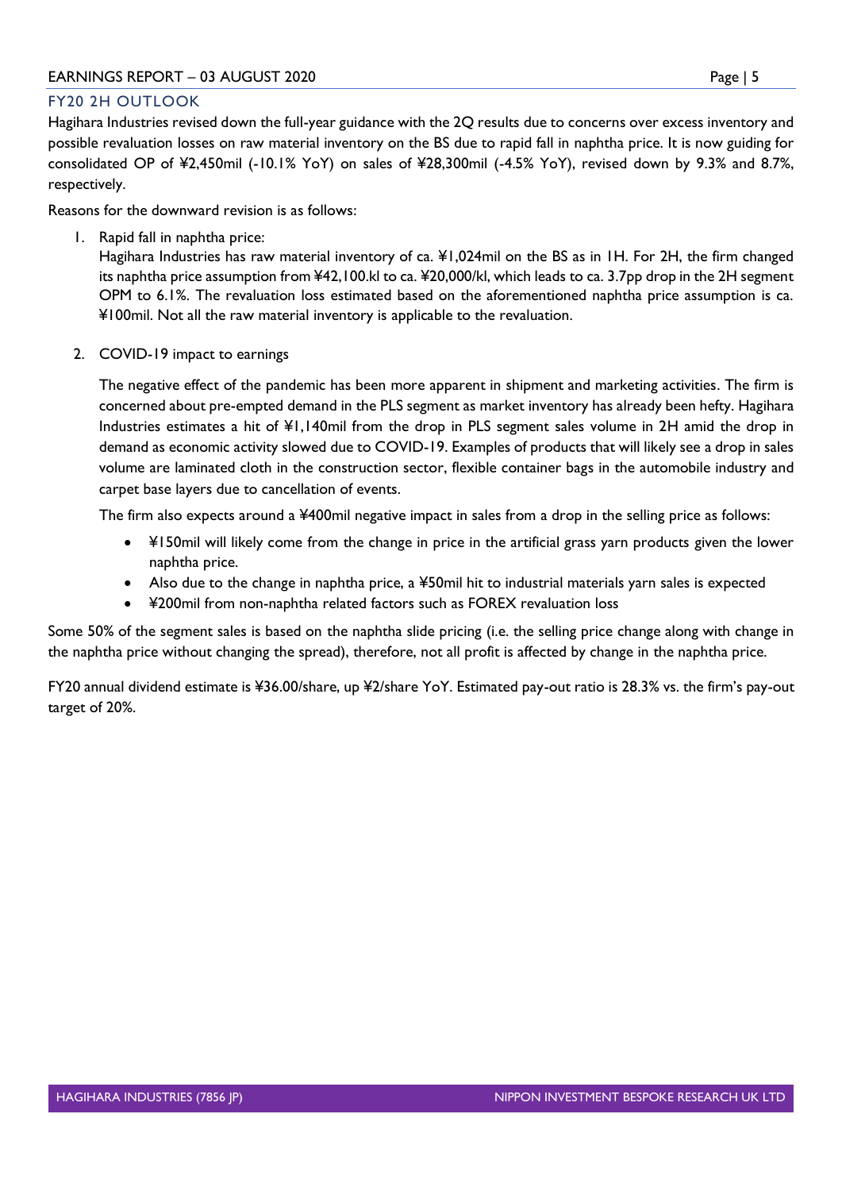## FY20 2H OUTLOOK

Hagihara Industries revised down the full-year guidance with the 2Q results due to concerns over excess inventory and possible revaluation losses on raw material inventory on the BS due to rapid fall in naphtha price. It is now guiding for consolidated OP of ¥2,450mil (-10.1% YoY) on sales of ¥28,300mil (-4.5% YoY), revised down by 9.3% and 8.7%, respectively.

Reasons for the downward revision is as follows:

1. Rapid fall in naphtha price:
   Hagihara Industries has raw material inventory of ca. ¥1,024mil on the BS as in 1H. For 2H, the firm changed its naphtha price assumption from ¥42,100.kl to ca. ¥20,000/kl, which leads to ca. 3.7pp drop in the 2H segment OPM to 6.1%. The revaluation loss estimated based on the aforementioned naphtha price assumption is ca. ¥100mil. Not all the raw material inventory is applicable to the revaluation.

2. COVID-19 impact to earnings

   The negative effect of the pandemic has been more apparent in shipment and marketing activities. The firm is concerned about pre-empted demand in the PLS segment as market inventory has already been hefty. Hagihara Industries estimates a hit of ¥1,140mil from the drop in PLS segment sales volume in 2H amid the drop in demand as economic activity slowed due to COVID-19. Examples of products that will likely see a drop in sales volume are laminated cloth in the construction sector, flexible container bags in the automobile industry and carpet base layers due to cancellation of events.

   The firm also expects around a ¥400mil negative impact in sales from a drop in the selling price as follows:

   - ¥150mil will likely come from the change in price in the artificial grass yarn products given the lower naphtha price.
   - Also due to the change in naphtha price, a ¥50mil hit to industrial materials yarn sales is expected
   - ¥200mil from non-naphtha related factors such as FOREX revaluation loss

Some 50% of the segment sales is based on the naphtha slide pricing (i.e. the selling price change along with change in the naphtha price without changing the spread), therefore, not all profit is affected by change in the naphtha price.

FY20 annual dividend estimate is ¥36.00/share, up ¥2/share YoY. Estimated pay-out ratio is 28.3% vs. the firm's pay-out target of 20%.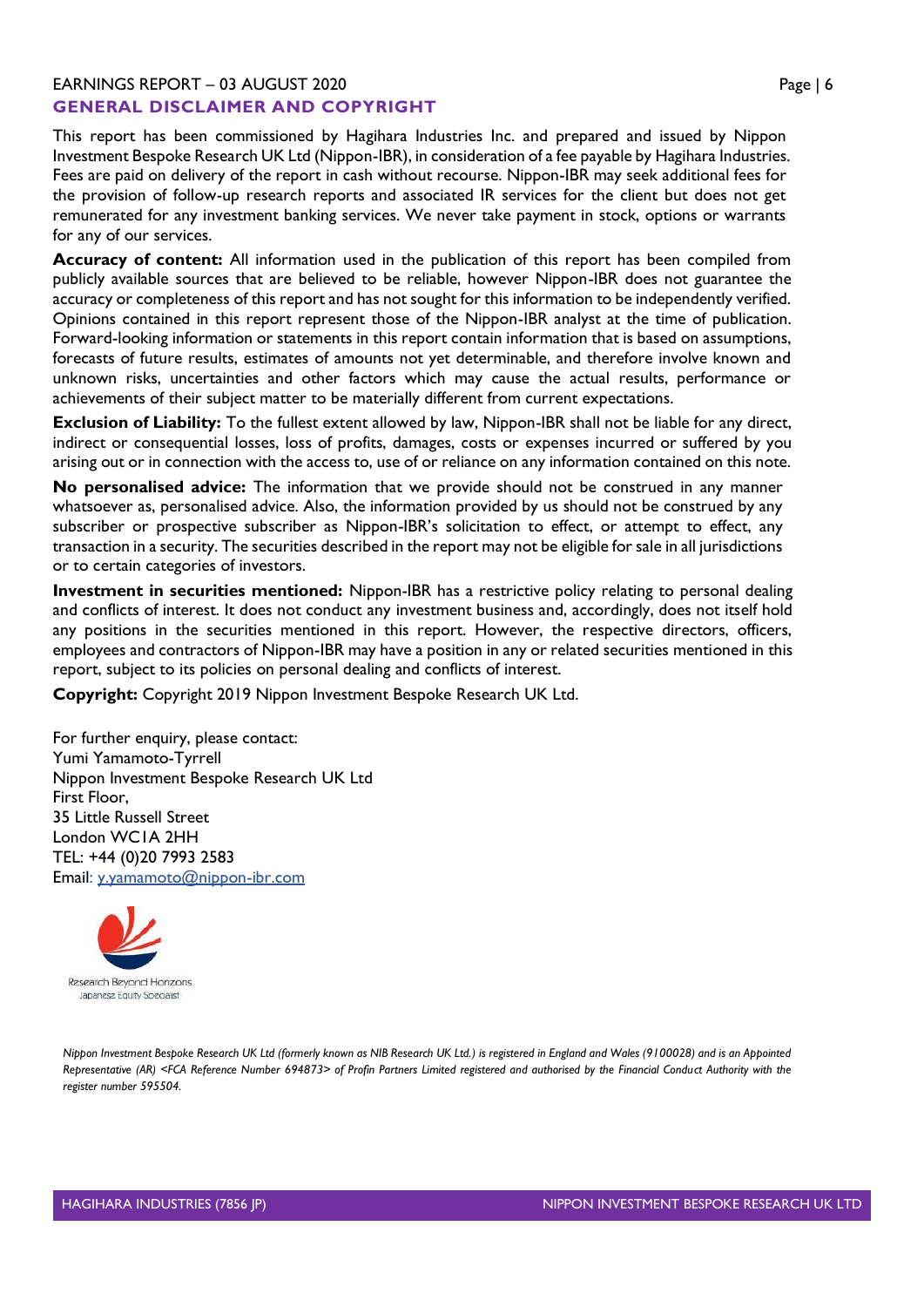## GENERAL DISCLAIMER AND COPYRIGHT

This report has been commissioned by Hagihara Industries Inc. and prepared and issued by Nippon Investment Bespoke Research UK Ltd (Nippon-IBR), in consideration of a fee payable by Hagihara Industries. Fees are paid on delivery of the report in cash without recourse. Nippon-IBR may seek additional fees for the provision of follow-up research reports and associated IR services for the client but does not get remunerated for any investment banking services. We never take payment in stock, options or warrants for any of our services.

**Accuracy of content:** All information used in the publication of this report has been compiled from publicly available sources that are believed to be reliable, however Nippon-IBR does not guarantee the accuracy or completeness of this report and has not sought for this information to be independently verified. Opinions contained in this report represent those of the Nippon-IBR analyst at the time of publication. Forward-looking information or statements in this report contain information that is based on assumptions, forecasts of future results, estimates of amounts not yet determinable, and therefore involve known and unknown risks, uncertainties and other factors which may cause the actual results, performance or achievements of their subject matter to be materially different from current expectations.

**Exclusion of Liability:** To the fullest extent allowed by law, Nippon-IBR shall not be liable for any direct, indirect or consequential losses, loss of profits, damages, costs or expenses incurred or suffered by you arising out or in connection with the access to, use of or reliance on any information contained on this note.

**No personalised advice:** The information that we provide should not be construed in any manner whatsoever as, personalised advice. Also, the information provided by us should not be construed by any subscriber or prospective subscriber as Nippon-IBR's solicitation to effect, or attempt to effect, any transaction in a security. The securities described in the report may not be eligible for sale in all jurisdictions or to certain categories of investors.

**Investment in securities mentioned:** Nippon-IBR has a restrictive policy relating to personal dealing and conflicts of interest. It does not conduct any investment business and, accordingly, does not itself hold any positions in the securities mentioned in this report. However, the respective directors, officers, employees and contractors of Nippon-IBR may have a position in any or related securities mentioned in this report, subject to its policies on personal dealing and conflicts of interest.

**Copyright:** Copyright 2019 Nippon Investment Bespoke Research UK Ltd.

For further enquiry, please contact:
Yumi Yamamoto-Tyrrell
Nippon Investment Bespoke Research UK Ltd
First Floor,
35 Little Russell Street
London WC1A 2HH
TEL: +44 (0)20 7993 2583
Email: y.yamamoto@nippon-ibr.com

Research Beyond Horizons
Japanese Equity Specialist

*Nippon Investment Bespoke Research UK Ltd (formerly known as NIB Research UK Ltd.) is registered in England and Wales (9100028) and is an Appointed Representative (AR) <FCA Reference Number 694873> of Profin Partners Limited registered and authorised by the Financial Conduct Authority with the register number 595504.*